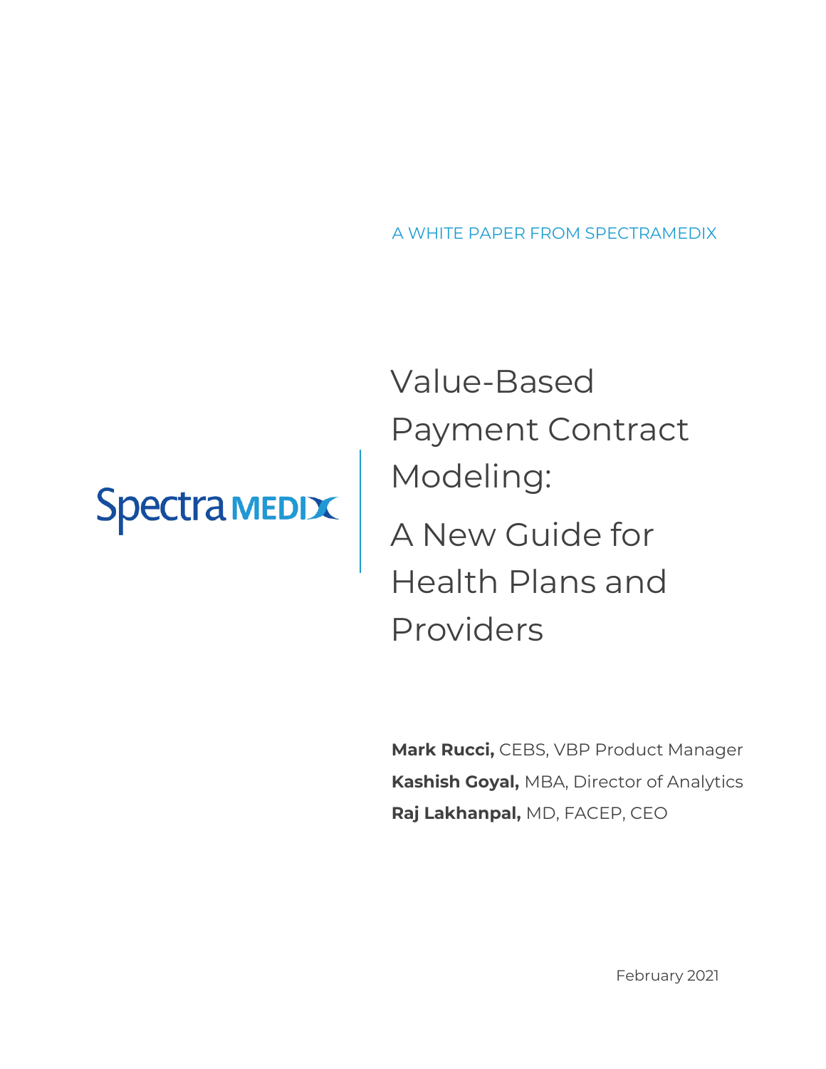A WHITE PAPER FROM SPECTRAMEDIX

Spectra MEDIX

# Value-Based Payment Contract Modeling: A New Guide for Health Plans and Providers

**Mark Rucci,** CEBS, VBP Product Manager
**Kashish Goyal,** MBA, Director of Analytics
**Raj Lakhanpal,** MD, FACEP, CEO

February 2021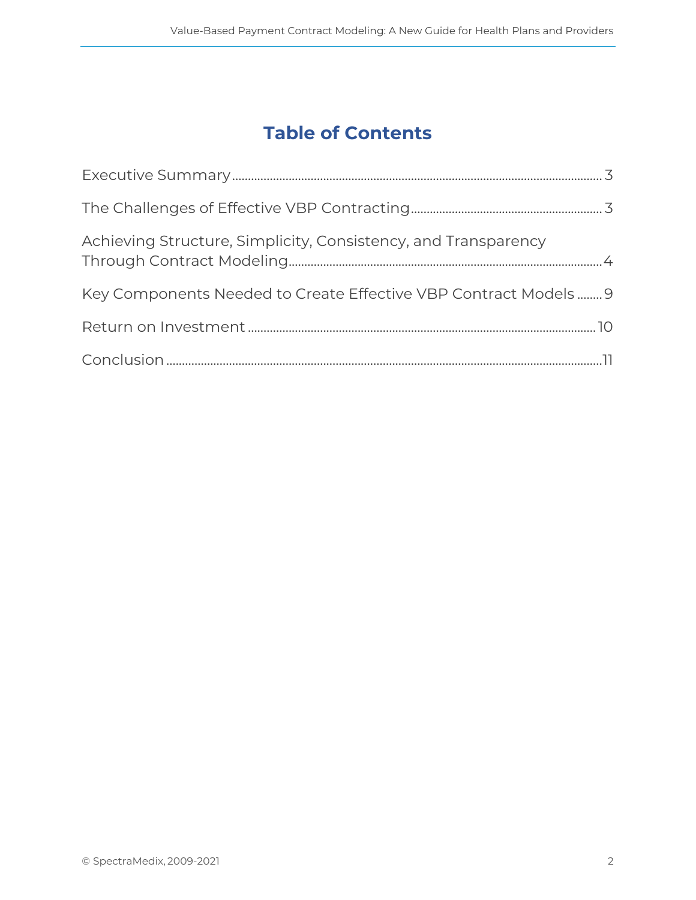# Table of Contents

| | |
|---|---|
| Executive Summary | 3 |
| The Challenges of Effective VBP Contracting | 3 |
| Achieving Structure, Simplicity, Consistency, and Transparency Through Contract Modeling | 4 |
| Key Components Needed to Create Effective VBP Contract Models | 9 |
| Return on Investment | 10 |
| Conclusion | 11 |

© SpectraMedix, 2009-2021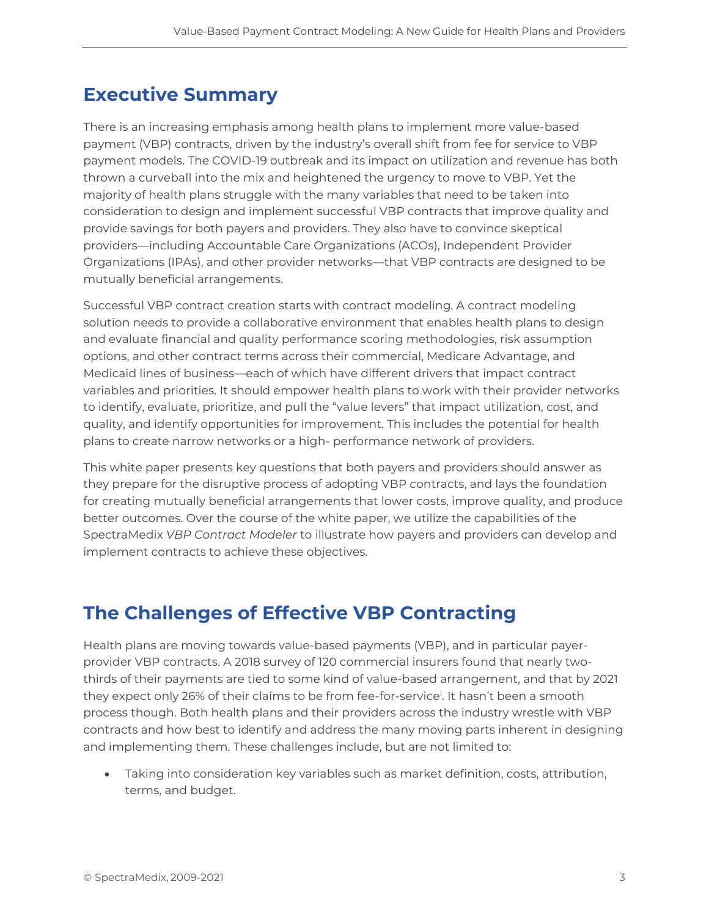## Executive Summary

There is an increasing emphasis among health plans to implement more value-based payment (VBP) contracts, driven by the industry's overall shift from fee for service to VBP payment models. The COVID-19 outbreak and its impact on utilization and revenue has both thrown a curveball into the mix and heightened the urgency to move to VBP. Yet the majority of health plans struggle with the many variables that need to be taken into consideration to design and implement successful VBP contracts that improve quality and provide savings for both payers and providers. They also have to convince skeptical providers—including Accountable Care Organizations (ACOs), Independent Provider Organizations (IPAs), and other provider networks—that VBP contracts are designed to be mutually beneficial arrangements.

Successful VBP contract creation starts with contract modeling. A contract modeling solution needs to provide a collaborative environment that enables health plans to design and evaluate financial and quality performance scoring methodologies, risk assumption options, and other contract terms across their commercial, Medicare Advantage, and Medicaid lines of business—each of which have different drivers that impact contract variables and priorities. It should empower health plans to work with their provider networks to identify, evaluate, prioritize, and pull the "value levers" that impact utilization, cost, and quality, and identify opportunities for improvement. This includes the potential for health plans to create narrow networks or a high- performance network of providers.

This white paper presents key questions that both payers and providers should answer as they prepare for the disruptive process of adopting VBP contracts, and lays the foundation for creating mutually beneficial arrangements that lower costs, improve quality, and produce better outcomes. Over the course of the white paper, we utilize the capabilities of the SpectraMedix *VBP Contract Modeler* to illustrate how payers and providers can develop and implement contracts to achieve these objectives.

## The Challenges of Effective VBP Contracting

Health plans are moving towards value-based payments (VBP), and in particular payer-provider VBP contracts. A 2018 survey of 120 commercial insurers found that nearly two-thirds of their payments are tied to some kind of value-based arrangement, and that by 2021 they expect only 26% of their claims to be from fee-for-service[i]. It hasn't been a smooth process though. Both health plans and their providers across the industry wrestle with VBP contracts and how best to identify and address the many moving parts inherent in designing and implementing them. These challenges include, but are not limited to:

- Taking into consideration key variables such as market definition, costs, attribution, terms, and budget.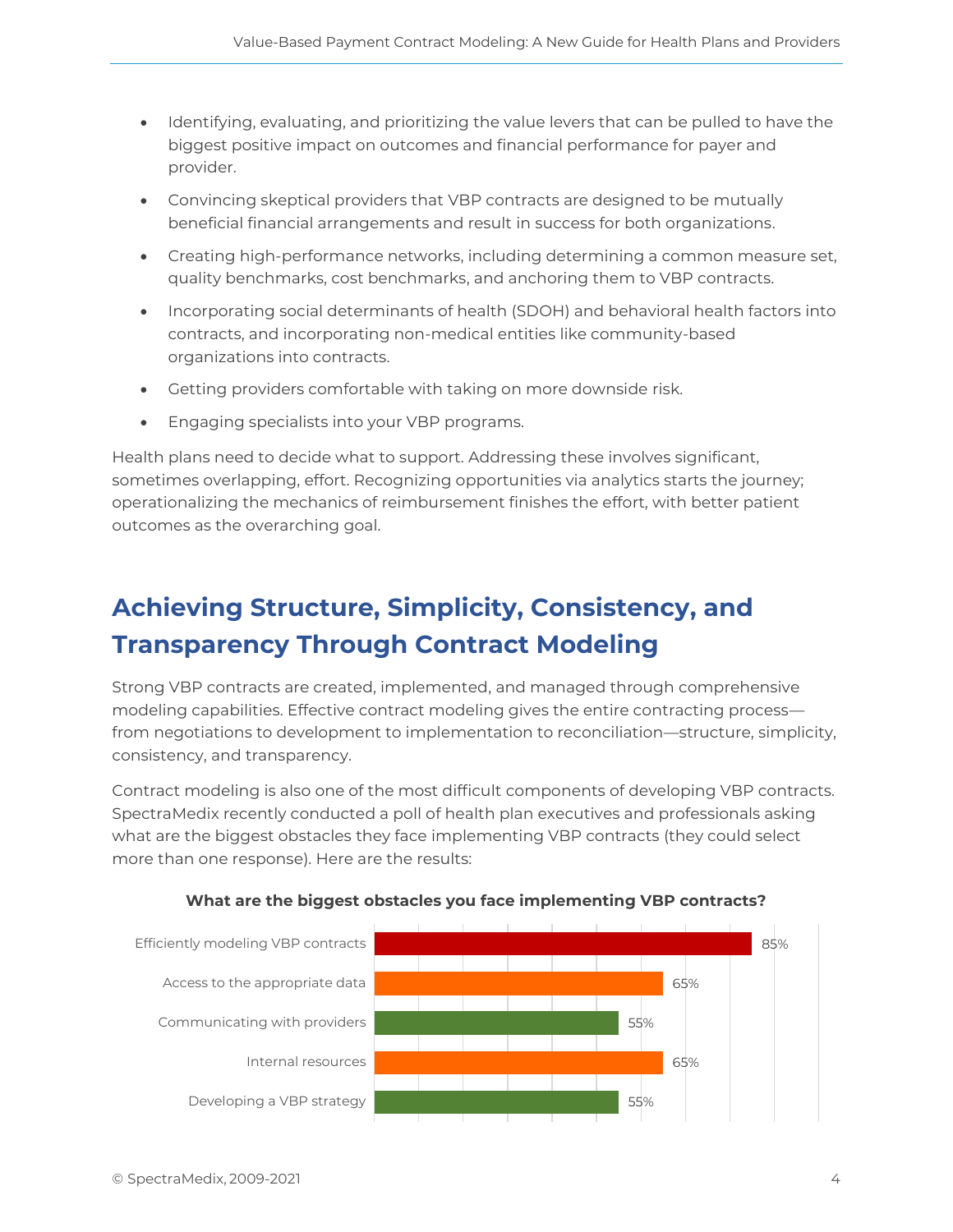- Identifying, evaluating, and prioritizing the value levers that can be pulled to have the biggest positive impact on outcomes and financial performance for payer and provider.
- Convincing skeptical providers that VBP contracts are designed to be mutually beneficial financial arrangements and result in success for both organizations.
- Creating high-performance networks, including determining a common measure set, quality benchmarks, cost benchmarks, and anchoring them to VBP contracts.
- Incorporating social determinants of health (SDOH) and behavioral health factors into contracts, and incorporating non-medical entities like community-based organizations into contracts.
- Getting providers comfortable with taking on more downside risk.
- Engaging specialists into your VBP programs.

Health plans need to decide what to support. Addressing these involves significant, sometimes overlapping, effort. Recognizing opportunities via analytics starts the journey; operationalizing the mechanics of reimbursement finishes the effort, with better patient outcomes as the overarching goal.

## Achieving Structure, Simplicity, Consistency, and Transparency Through Contract Modeling

Strong VBP contracts are created, implemented, and managed through comprehensive modeling capabilities. Effective contract modeling gives the entire contracting process—from negotiations to development to implementation to reconciliation—structure, simplicity, consistency, and transparency.

Contract modeling is also one of the most difficult components of developing VBP contracts. SpectraMedix recently conducted a poll of health plan executives and professionals asking what are the biggest obstacles they face implementing VBP contracts (they could select more than one response). Here are the results:

**What are the biggest obstacles you face implementing VBP contracts?**

| Obstacle | Percentage |
|---|---|
| Efficiently modeling VBP contracts | 85% |
| Access to the appropriate data | 65% |
| Communicating with providers | 55% |
| Internal resources | 65% |
| Developing a VBP strategy | 55% |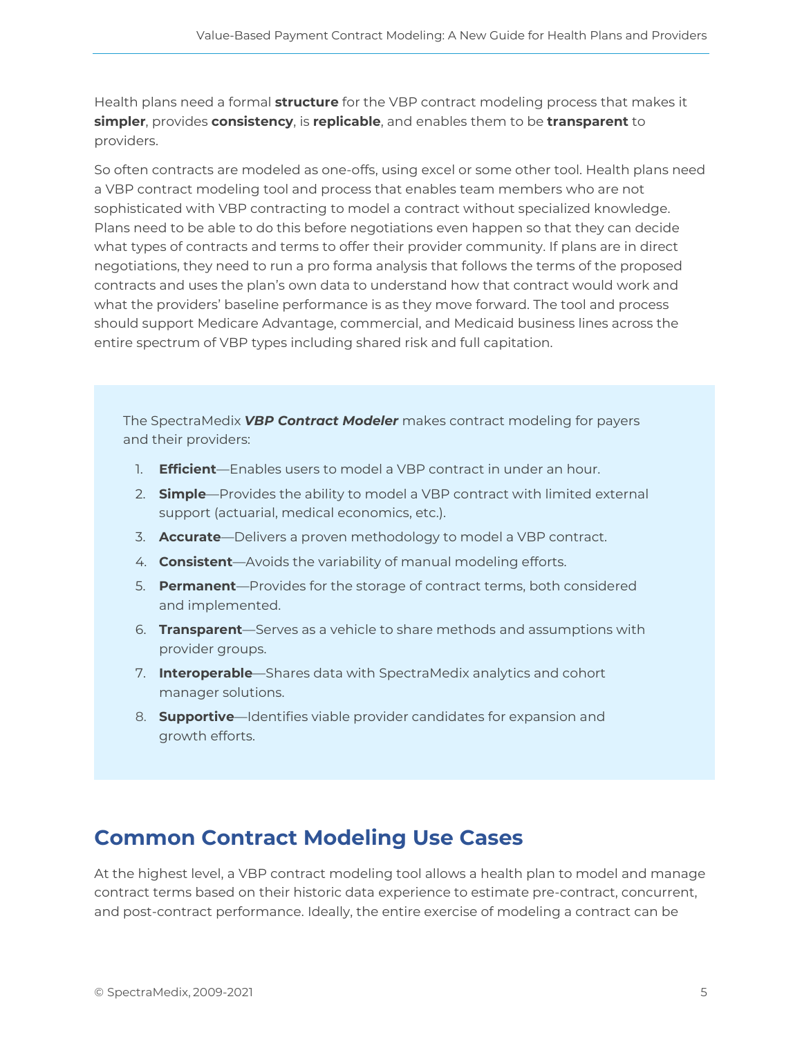Health plans need a formal **structure** for the VBP contract modeling process that makes it **simpler**, provides **consistency**, is **replicable**, and enables them to be **transparent** to providers.

So often contracts are modeled as one-offs, using excel or some other tool. Health plans need a VBP contract modeling tool and process that enables team members who are not sophisticated with VBP contracting to model a contract without specialized knowledge. Plans need to be able to do this before negotiations even happen so that they can decide what types of contracts and terms to offer their provider community. If plans are in direct negotiations, they need to run a pro forma analysis that follows the terms of the proposed contracts and uses the plan's own data to understand how that contract would work and what the providers' baseline performance is as they move forward. The tool and process should support Medicare Advantage, commercial, and Medicaid business lines across the entire spectrum of VBP types including shared risk and full capitation.

The SpectraMedix ***VBP Contract Modeler*** makes contract modeling for payers and their providers:

1. **Efficient**—Enables users to model a VBP contract in under an hour.
2. **Simple**—Provides the ability to model a VBP contract with limited external support (actuarial, medical economics, etc.).
3. **Accurate**—Delivers a proven methodology to model a VBP contract.
4. **Consistent**—Avoids the variability of manual modeling efforts.
5. **Permanent**—Provides for the storage of contract terms, both considered and implemented.
6. **Transparent**—Serves as a vehicle to share methods and assumptions with provider groups.
7. **Interoperable**—Shares data with SpectraMedix analytics and cohort manager solutions.
8. **Supportive**—Identifies viable provider candidates for expansion and growth efforts.

## Common Contract Modeling Use Cases

At the highest level, a VBP contract modeling tool allows a health plan to model and manage contract terms based on their historic data experience to estimate pre-contract, concurrent, and post-contract performance. Ideally, the entire exercise of modeling a contract can be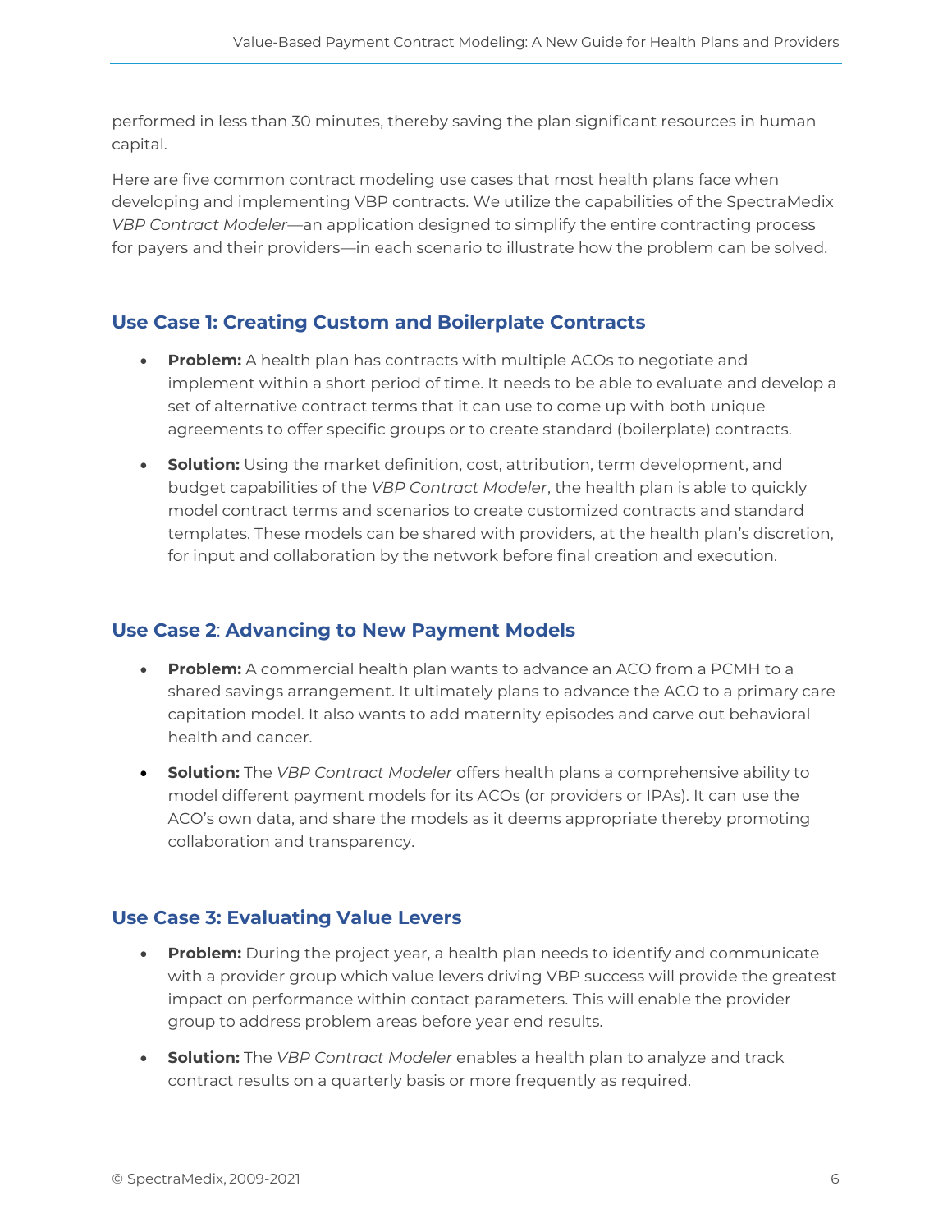performed in less than 30 minutes, thereby saving the plan significant resources in human capital.

Here are five common contract modeling use cases that most health plans face when developing and implementing VBP contracts. We utilize the capabilities of the SpectraMedix *VBP Contract Modeler*—an application designed to simplify the entire contracting process for payers and their providers—in each scenario to illustrate how the problem can be solved.

## Use Case 1: Creating Custom and Boilerplate Contracts

- **Problem:** A health plan has contracts with multiple ACOs to negotiate and implement within a short period of time. It needs to be able to evaluate and develop a set of alternative contract terms that it can use to come up with both unique agreements to offer specific groups or to create standard (boilerplate) contracts.
- **Solution:** Using the market definition, cost, attribution, term development, and budget capabilities of the *VBP Contract Modeler*, the health plan is able to quickly model contract terms and scenarios to create customized contracts and standard templates. These models can be shared with providers, at the health plan's discretion, for input and collaboration by the network before final creation and execution.

## Use Case 2: Advancing to New Payment Models

- **Problem:** A commercial health plan wants to advance an ACO from a PCMH to a shared savings arrangement. It ultimately plans to advance the ACO to a primary care capitation model. It also wants to add maternity episodes and carve out behavioral health and cancer.
- **Solution:** The *VBP Contract Modeler* offers health plans a comprehensive ability to model different payment models for its ACOs (or providers or IPAs). It can use the ACO's own data, and share the models as it deems appropriate thereby promoting collaboration and transparency.

## Use Case 3: Evaluating Value Levers

- **Problem:** During the project year, a health plan needs to identify and communicate with a provider group which value levers driving VBP success will provide the greatest impact on performance within contact parameters. This will enable the provider group to address problem areas before year end results.
- **Solution:** The *VBP Contract Modeler* enables a health plan to analyze and track contract results on a quarterly basis or more frequently as required.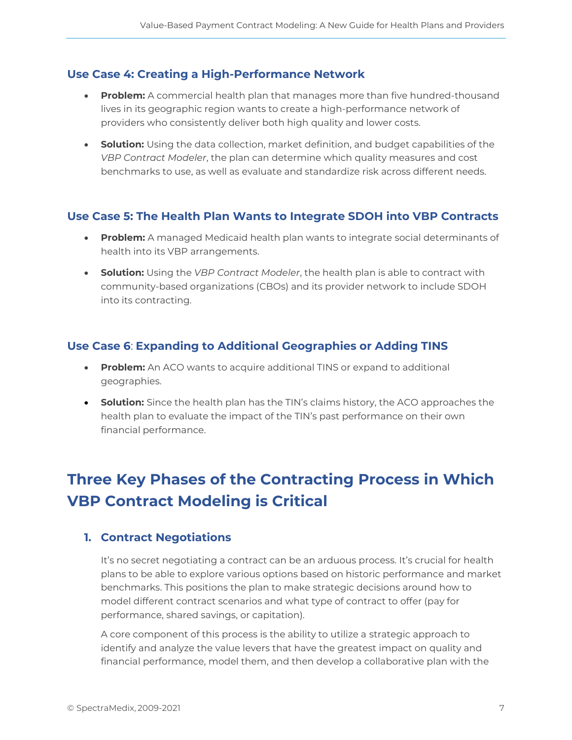### Use Case 4: Creating a High-Performance Network

- **Problem:** A commercial health plan that manages more than five hundred-thousand lives in its geographic region wants to create a high-performance network of providers who consistently deliver both high quality and lower costs.
- **Solution:** Using the data collection, market definition, and budget capabilities of the *VBP Contract Modeler*, the plan can determine which quality measures and cost benchmarks to use, as well as evaluate and standardize risk across different needs.

### Use Case 5: The Health Plan Wants to Integrate SDOH into VBP Contracts

- **Problem:** A managed Medicaid health plan wants to integrate social determinants of health into its VBP arrangements.
- **Solution:** Using the *VBP Contract Modeler*, the health plan is able to contract with community-based organizations (CBOs) and its provider network to include SDOH into its contracting.

### Use Case 6: Expanding to Additional Geographies or Adding TINS

- **Problem:** An ACO wants to acquire additional TINS or expand to additional geographies.
- **Solution:** Since the health plan has the TIN's claims history, the ACO approaches the health plan to evaluate the impact of the TIN's past performance on their own financial performance.

## Three Key Phases of the Contracting Process in Which VBP Contract Modeling is Critical

### 1. Contract Negotiations

It's no secret negotiating a contract can be an arduous process. It's crucial for health plans to be able to explore various options based on historic performance and market benchmarks. This positions the plan to make strategic decisions around how to model different contract scenarios and what type of contract to offer (pay for performance, shared savings, or capitation).

A core component of this process is the ability to utilize a strategic approach to identify and analyze the value levers that have the greatest impact on quality and financial performance, model them, and then develop a collaborative plan with the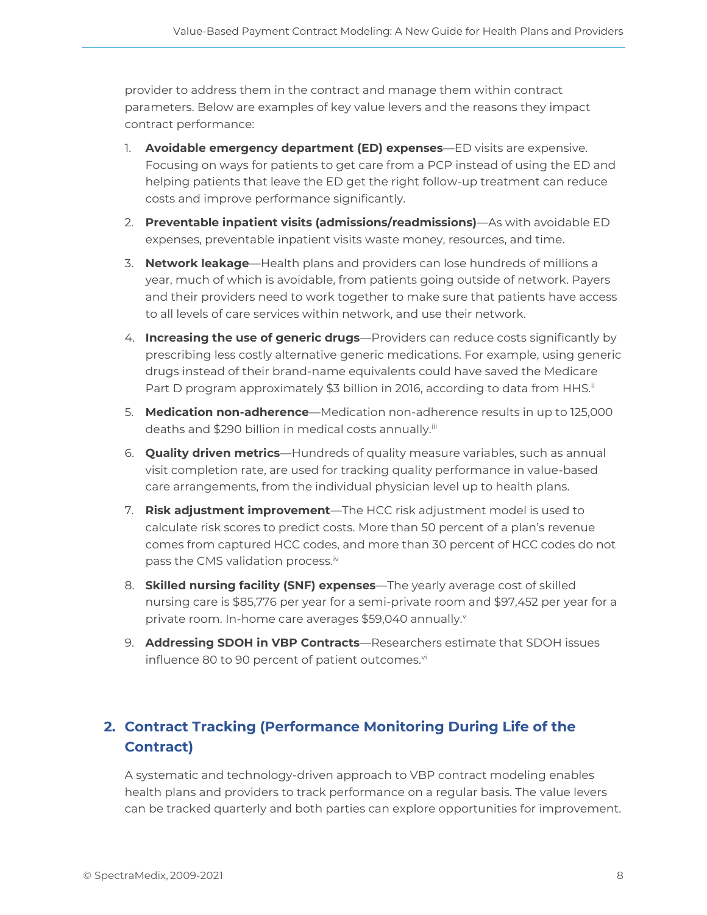provider to address them in the contract and manage them within contract parameters. Below are examples of key value levers and the reasons they impact contract performance:

1. **Avoidable emergency department (ED) expenses**—ED visits are expensive. Focusing on ways for patients to get care from a PCP instead of using the ED and helping patients that leave the ED get the right follow-up treatment can reduce costs and improve performance significantly.
2. **Preventable inpatient visits (admissions/readmissions)**—As with avoidable ED expenses, preventable inpatient visits waste money, resources, and time.
3. **Network leakage**—Health plans and providers can lose hundreds of millions a year, much of which is avoidable, from patients going outside of network. Payers and their providers need to work together to make sure that patients have access to all levels of care services within network, and use their network.
4. **Increasing the use of generic drugs**—Providers can reduce costs significantly by prescribing less costly alternative generic medications. For example, using generic drugs instead of their brand-name equivalents could have saved the Medicare Part D program approximately $3 billion in 2016, according to data from HHS.[ii]
5. **Medication non-adherence**—Medication non-adherence results in up to 125,000 deaths and $290 billion in medical costs annually.[iii]
6. **Quality driven metrics**—Hundreds of quality measure variables, such as annual visit completion rate, are used for tracking quality performance in value-based care arrangements, from the individual physician level up to health plans.
7. **Risk adjustment improvement**—The HCC risk adjustment model is used to calculate risk scores to predict costs. More than 50 percent of a plan's revenue comes from captured HCC codes, and more than 30 percent of HCC codes do not pass the CMS validation process.[iv]
8. **Skilled nursing facility (SNF) expenses**—The yearly average cost of skilled nursing care is $85,776 per year for a semi-private room and $97,452 per year for a private room. In-home care averages $59,040 annually.[v]
9. **Addressing SDOH in VBP Contracts**—Researchers estimate that SDOH issues influence 80 to 90 percent of patient outcomes.[vi]

## 2. Contract Tracking (Performance Monitoring During Life of the Contract)

A systematic and technology-driven approach to VBP contract modeling enables health plans and providers to track performance on a regular basis. The value levers can be tracked quarterly and both parties can explore opportunities for improvement.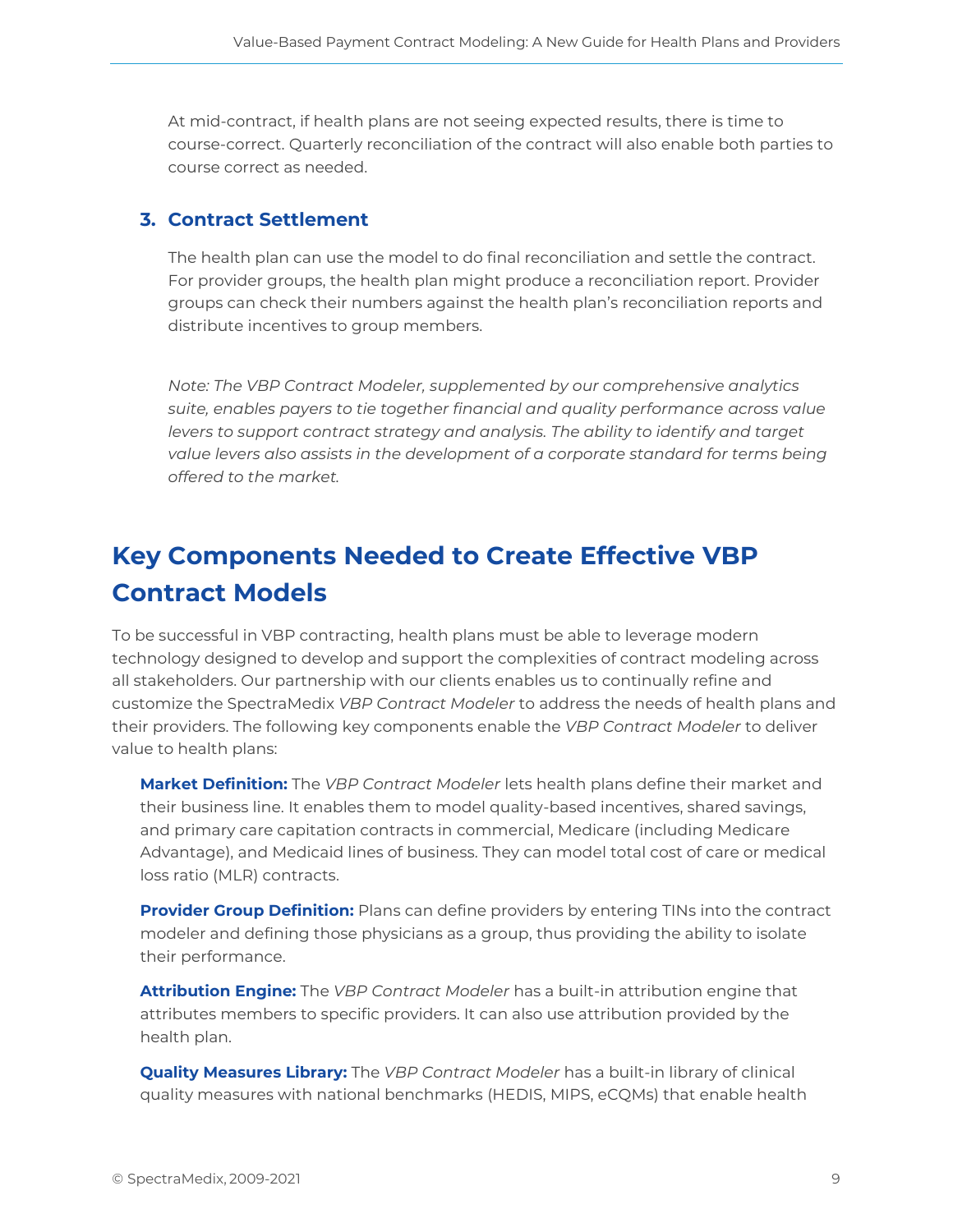At mid-contract, if health plans are not seeing expected results, there is time to course-correct. Quarterly reconciliation of the contract will also enable both parties to course correct as needed.

### 3. Contract Settlement

The health plan can use the model to do final reconciliation and settle the contract. For provider groups, the health plan might produce a reconciliation report. Provider groups can check their numbers against the health plan's reconciliation reports and distribute incentives to group members.

*Note: The VBP Contract Modeler, supplemented by our comprehensive analytics suite, enables payers to tie together financial and quality performance across value levers to support contract strategy and analysis. The ability to identify and target value levers also assists in the development of a corporate standard for terms being offered to the market.*

## Key Components Needed to Create Effective VBP Contract Models

To be successful in VBP contracting, health plans must be able to leverage modern technology designed to develop and support the complexities of contract modeling across all stakeholders. Our partnership with our clients enables us to continually refine and customize the SpectraMedix *VBP Contract Modeler* to address the needs of health plans and their providers. The following key components enable the *VBP Contract Modeler* to deliver value to health plans:

**Market Definition:** The *VBP Contract Modeler* lets health plans define their market and their business line. It enables them to model quality-based incentives, shared savings, and primary care capitation contracts in commercial, Medicare (including Medicare Advantage), and Medicaid lines of business. They can model total cost of care or medical loss ratio (MLR) contracts.

**Provider Group Definition:** Plans can define providers by entering TINs into the contract modeler and defining those physicians as a group, thus providing the ability to isolate their performance.

**Attribution Engine:** The *VBP Contract Modeler* has a built-in attribution engine that attributes members to specific providers. It can also use attribution provided by the health plan.

**Quality Measures Library:** The *VBP Contract Modeler* has a built-in library of clinical quality measures with national benchmarks (HEDIS, MIPS, eCQMs) that enable health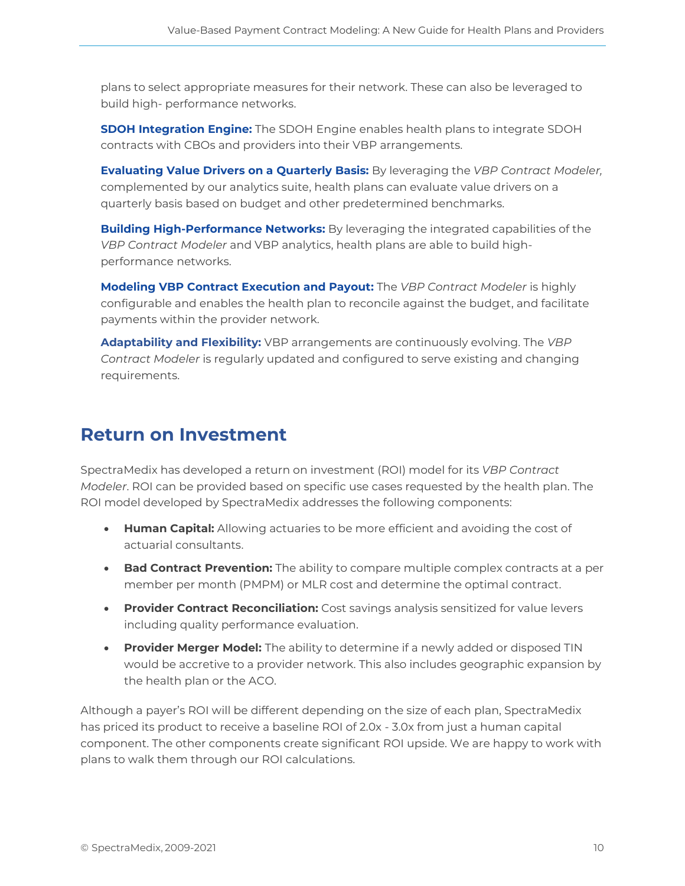plans to select appropriate measures for their network. These can also be leveraged to build high- performance networks.

**SDOH Integration Engine:** The SDOH Engine enables health plans to integrate SDOH contracts with CBOs and providers into their VBP arrangements.

**Evaluating Value Drivers on a Quarterly Basis:** By leveraging the *VBP Contract Modeler,* complemented by our analytics suite, health plans can evaluate value drivers on a quarterly basis based on budget and other predetermined benchmarks.

**Building High-Performance Networks:** By leveraging the integrated capabilities of the *VBP Contract Modeler* and VBP analytics, health plans are able to build high-performance networks.

**Modeling VBP Contract Execution and Payout:** The *VBP Contract Modeler* is highly configurable and enables the health plan to reconcile against the budget, and facilitate payments within the provider network.

**Adaptability and Flexibility:** VBP arrangements are continuously evolving. The *VBP Contract Modeler* is regularly updated and configured to serve existing and changing requirements.

## Return on Investment

SpectraMedix has developed a return on investment (ROI) model for its *VBP Contract Modeler*. ROI can be provided based on specific use cases requested by the health plan. The ROI model developed by SpectraMedix addresses the following components:

- **Human Capital:** Allowing actuaries to be more efficient and avoiding the cost of actuarial consultants.
- **Bad Contract Prevention:** The ability to compare multiple complex contracts at a per member per month (PMPM) or MLR cost and determine the optimal contract.
- **Provider Contract Reconciliation:** Cost savings analysis sensitized for value levers including quality performance evaluation.
- **Provider Merger Model:** The ability to determine if a newly added or disposed TIN would be accretive to a provider network. This also includes geographic expansion by the health plan or the ACO.

Although a payer's ROI will be different depending on the size of each plan, SpectraMedix has priced its product to receive a baseline ROI of 2.0x - 3.0x from just a human capital component. The other components create significant ROI upside. We are happy to work with plans to walk them through our ROI calculations.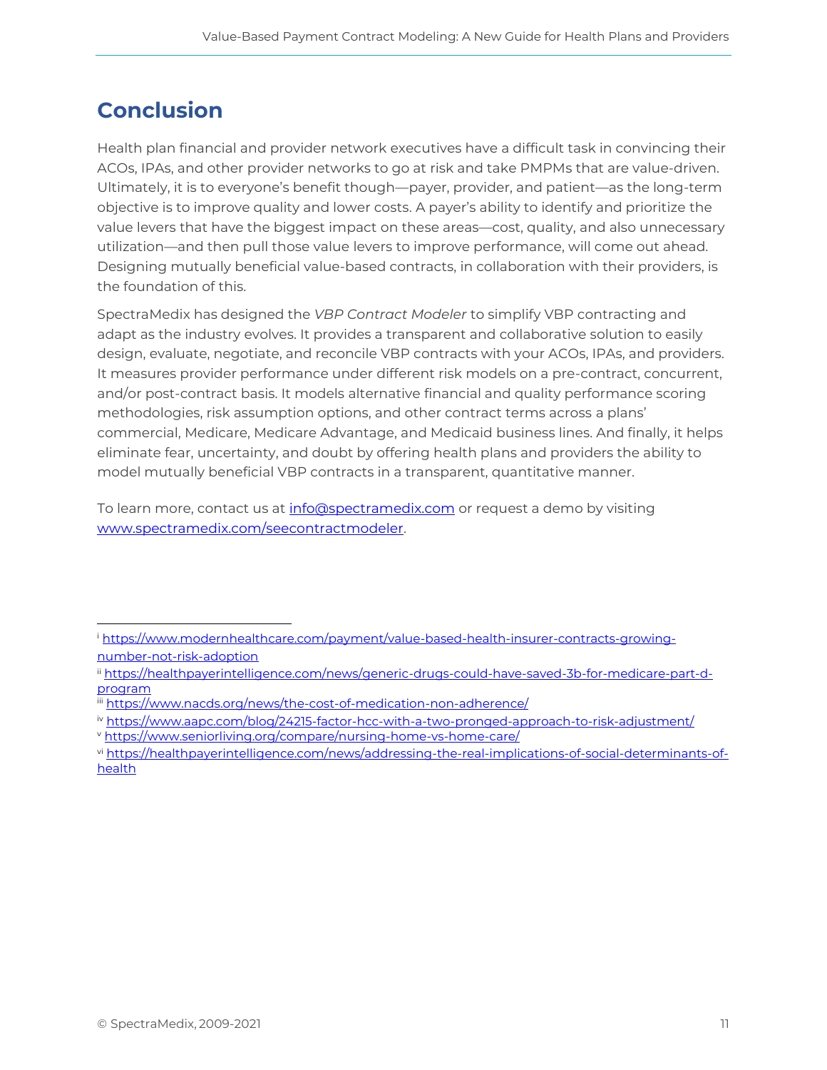## Conclusion

Health plan financial and provider network executives have a difficult task in convincing their ACOs, IPAs, and other provider networks to go at risk and take PMPMs that are value-driven. Ultimately, it is to everyone's benefit though—payer, provider, and patient—as the long-term objective is to improve quality and lower costs. A payer's ability to identify and prioritize the value levers that have the biggest impact on these areas—cost, quality, and also unnecessary utilization—and then pull those value levers to improve performance, will come out ahead. Designing mutually beneficial value-based contracts, in collaboration with their providers, is the foundation of this.

SpectraMedix has designed the *VBP Contract Modeler* to simplify VBP contracting and adapt as the industry evolves. It provides a transparent and collaborative solution to easily design, evaluate, negotiate, and reconcile VBP contracts with your ACOs, IPAs, and providers. It measures provider performance under different risk models on a pre-contract, concurrent, and/or post-contract basis. It models alternative financial and quality performance scoring methodologies, risk assumption options, and other contract terms across a plans' commercial, Medicare, Medicare Advantage, and Medicaid business lines. And finally, it helps eliminate fear, uncertainty, and doubt by offering health plans and providers the ability to model mutually beneficial VBP contracts in a transparent, quantitative manner.

To learn more, contact us at info@spectramedix.com or request a demo by visiting www.spectramedix.com/seecontractmodeler.

---

[i] https://www.modernhealthcare.com/payment/value-based-health-insurer-contracts-growing-number-not-risk-adoption

[ii] https://healthpayerintelligence.com/news/generic-drugs-could-have-saved-3b-for-medicare-part-d-program

[iii] https://www.nacds.org/news/the-cost-of-medication-non-adherence/

[iv] https://www.aapc.com/blog/24215-factor-hcc-with-a-two-pronged-approach-to-risk-adjustment/

[v] https://www.seniorliving.org/compare/nursing-home-vs-home-care/

[vi] https://healthpayerintelligence.com/news/addressing-the-real-implications-of-social-determinants-of-health